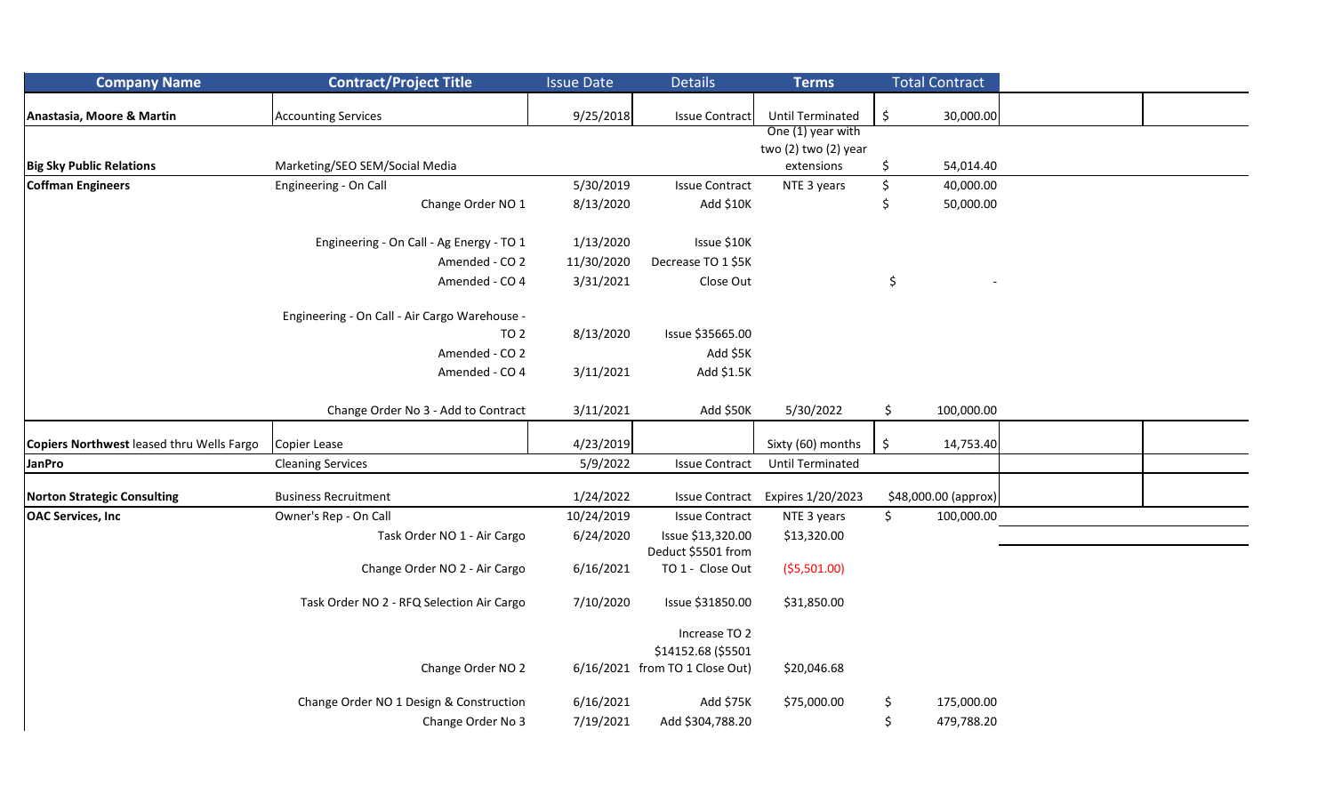| Company Name | Contract/Project Title | Issue Date | Details | Terms | Total Contract |
|---|---|---|---|---|---|
| **Anastasia, Moore & Martin** | Accounting Services | 9/25/2018 | Issue Contract | Until Terminated | $ 30,000.00 |
| **Big Sky Public Relations** | Marketing/SEO SEM/Social Media | | | One (1) year with two (2) two (2) year extensions | $ 54,014.40 |
| **Coffman Engineers** | Engineering - On Call | 5/30/2019 | Issue Contract | NTE 3 years | $ 40,000.00 |
| | Change Order NO 1 | 8/13/2020 | Add $10K | | $ 50,000.00 |
| | Engineering - On Call - Ag Energy - TO 1 | 1/13/2020 | Issue $10K | | |
| | Amended - CO 2 | 11/30/2020 | Decrease TO 1 $5K | | |
| | Amended - CO 4 | 3/31/2021 | Close Out | | $ - |
| | Engineering - On Call - Air Cargo Warehouse - TO 2 | 8/13/2020 | Issue $35665.00 | | |
| | Amended - CO 2 | | Add $5K | | |
| | Amended - CO 4 | 3/11/2021 | Add $1.5K | | |
| | Change Order No 3 - Add to Contract | 3/11/2021 | Add $50K | 5/30/2022 | $ 100,000.00 |
| **Copiers Northwest** leased thru Wells Fargo | Copier Lease | 4/23/2019 | | Sixty (60) months | $ 14,753.40 |
| **JanPro** | Cleaning Services | 5/9/2022 | Issue Contract | Until Terminated | |
| **Norton Strategic Consulting** | Business Recruitment | 1/24/2022 | Issue Contract | Expires 1/20/2023 | $48,000.00 (approx) |
| **OAC Services, Inc** | Owner's Rep - On Call | 10/24/2019 | Issue Contract | NTE 3 years | $ 100,000.00 |
| | Task Order NO 1 - Air Cargo | 6/24/2020 | Issue $13,320.00 | $13,320.00 | |
| | Change Order NO 2 - Air Cargo | 6/16/2021 | Deduct $5501 from TO 1 - Close Out | ($5,501.00) | |
| | Task Order NO 2 - RFQ Selection Air Cargo | 7/10/2020 | Issue $31850.00 | $31,850.00 | |
| | Change Order NO 2 | 6/16/2021 | Increase TO 2 $14152.68 ($5501 from TO 1 Close Out) | $20,046.68 | |
| | Change Order NO 1 Design & Construction | 6/16/2021 | Add $75K | $75,000.00 | $ 175,000.00 |
| | Change Order No 3 | 7/19/2021 | Add $304,788.20 | | $ 479,788.20 |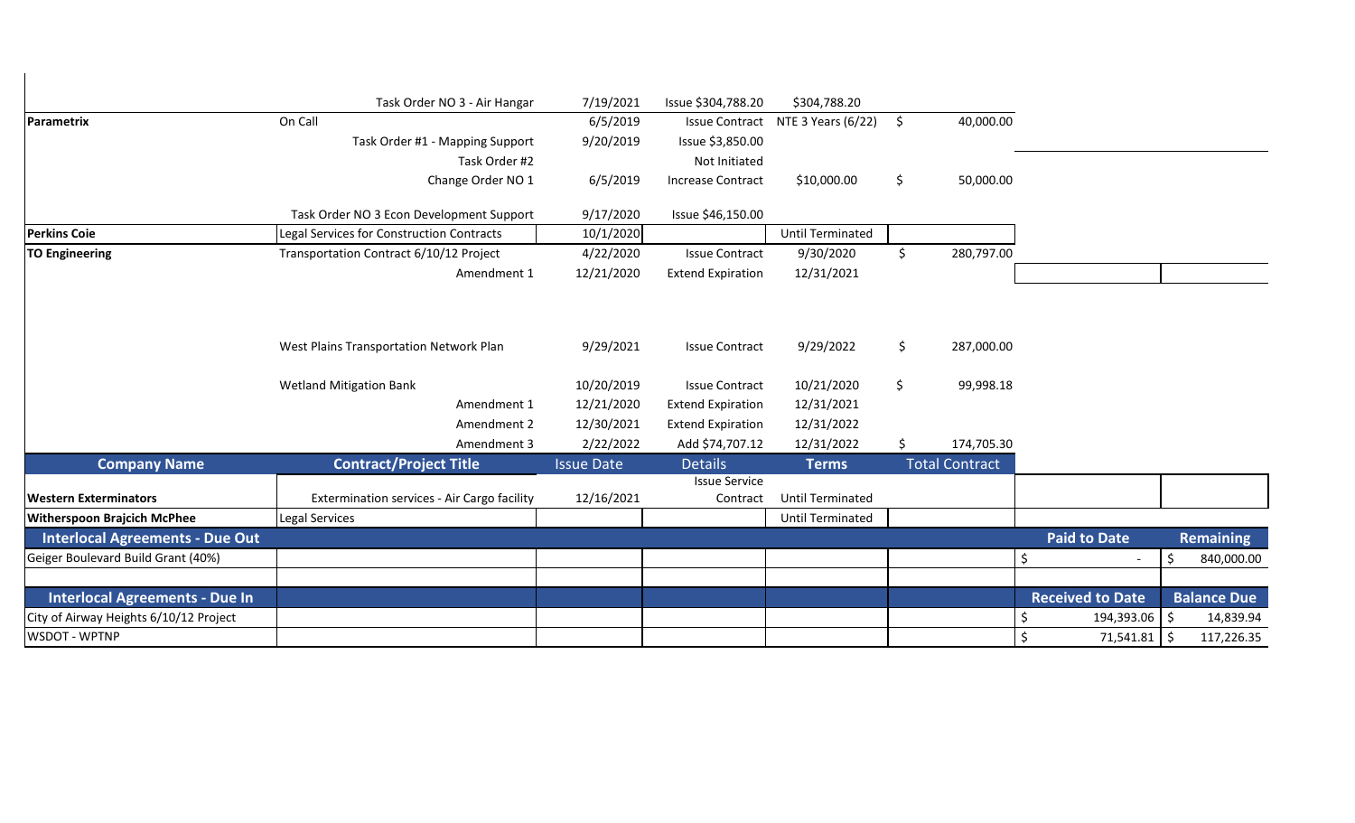| | | | | | | | |
|---|---|---|---|---|---|---|---|
| | Task Order NO 3 - Air Hangar | 7/19/2021 | Issue $304,788.20 | $304,788.20 | | | |
| **Parametrix** | On Call | 6/5/2019 | Issue Contract | NTE 3 Years (6/22) | $ 40,000.00 | | |
| | Task Order #1 - Mapping Support | 9/20/2019 | Issue $3,850.00 | | | | |
| | Task Order #2 | | Not Initiated | | | | |
| | Change Order NO 1 | 6/5/2019 | Increase Contract | $10,000.00 | $ 50,000.00 | | |
| | Task Order NO 3 Econ Development Support | 9/17/2020 | Issue $46,150.00 | | | | |
| **Perkins Coie** | Legal Services for Construction Contracts | 10/1/2020 | | Until Terminated | | | |
| **TO Engineering** | Transportation Contract 6/10/12 Project | 4/22/2020 | Issue Contract | 9/30/2020 | $ 280,797.00 | | |
| | Amendment 1 | 12/21/2020 | Extend Expiration | 12/31/2021 | | | |
| | West Plains Transportation Network Plan | 9/29/2021 | Issue Contract | 9/29/2022 | $ 287,000.00 | | |
| | Wetland Mitigation Bank | 10/20/2019 | Issue Contract | 10/21/2020 | $ 99,998.18 | | |
| | Amendment 1 | 12/21/2020 | Extend Expiration | 12/31/2021 | | | |
| | Amendment 2 | 12/30/2021 | Extend Expiration | 12/31/2022 | | | |
| | Amendment 3 | 2/22/2022 | Add $74,707.12 | 12/31/2022 | $ 174,705.30 | | |
| **Company Name** | **Contract/Project Title** | **Issue Date** | **Details** | **Terms** | **Total Contract** | | |
| **Western Exterminators** | Extermination services - Air Cargo facility | 12/16/2021 | Issue Service Contract | Until Terminated | | | |
| **Witherspoon Brajcich McPhee** | Legal Services | | | Until Terminated | | | |
| **Interlocal Agreements - Due Out** | | | | | | **Paid to Date** | **Remaining** |
| Geiger Boulevard Build Grant (40%) | | | | | | $ - | $ 840,000.00 |
| | | | | | | | |
| **Interlocal Agreements - Due In** | | | | | | **Received to Date** | **Balance Due** |
| City of Airway Heights 6/10/12 Project | | | | | | $ 194,393.06 | $ 14,839.94 |
| WSDOT - WPTNP | | | | | | $ 71,541.81 | $ 117,226.35 |